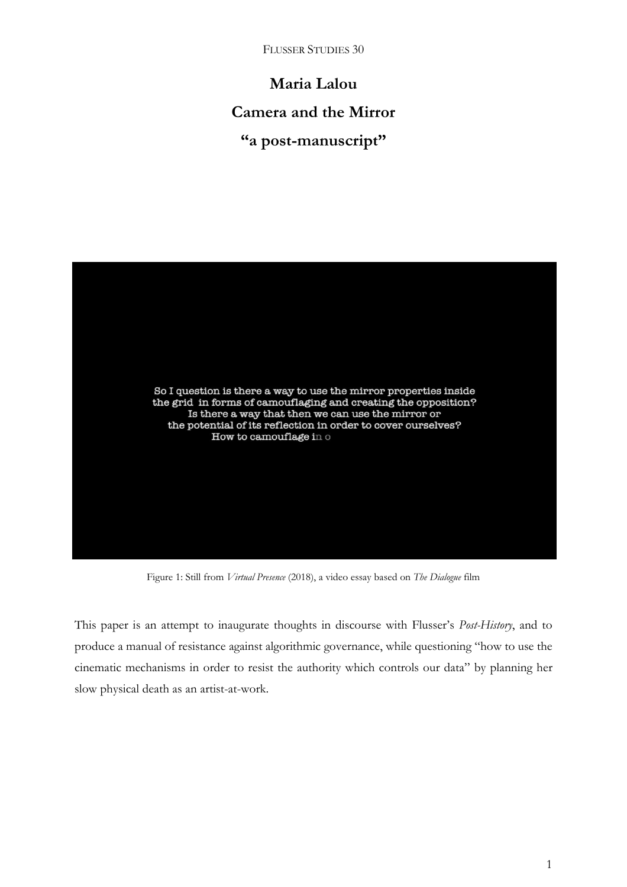# Maria Lalou
# Camera and the Mirror
# "a post-manuscript"

Figure 1: Still from *Virtual Presence* (2018), a video essay based on *The Dialogue* film

This paper is an attempt to inaugurate thoughts in discourse with Flusser's *Post-History*, and to produce a manual of resistance against algorithmic governance, while questioning "how to use the cinematic mechanisms in order to resist the authority which controls our data" by planning her slow physical death as an artist-at-work.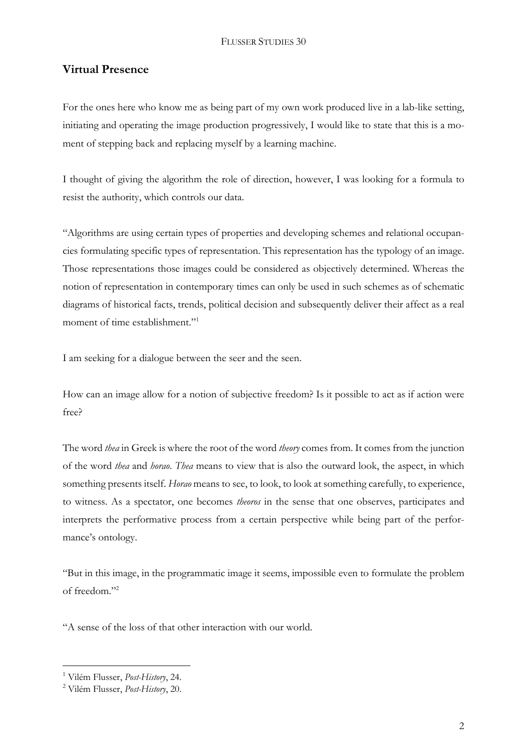## Virtual Presence

For the ones here who know me as being part of my own work produced live in a lab-like setting, initiating and operating the image production progressively, I would like to state that this is a moment of stepping back and replacing myself by a learning machine.

I thought of giving the algorithm the role of direction, however, I was looking for a formula to resist the authority, which controls our data.

"Algorithms are using certain types of properties and developing schemes and relational occupancies formulating specific types of representation. This representation has the typology of an image. Those representations those images could be considered as objectively determined. Whereas the notion of representation in contemporary times can only be used in such schemes as of schematic diagrams of historical facts, trends, political decision and subsequently deliver their affect as a real moment of time establishment."[1]

I am seeking for a dialogue between the seer and the seen.

How can an image allow for a notion of subjective freedom? Is it possible to act as if action were free?

The word *thea* in Greek is where the root of the word *theory* comes from. It comes from the junction of the word *thea* and *horao*. *Thea* means to view that is also the outward look, the aspect, in which something presents itself. *Horao* means to see, to look, to look at something carefully, to experience, to witness. As a spectator, one becomes *theoros* in the sense that one observes, participates and interprets the performative process from a certain perspective while being part of the performance's ontology.

"But in this image, in the programmatic image it seems, impossible even to formulate the problem of freedom."[2]

"A sense of the loss of that other interaction with our world.

---

[1] Vilém Flusser, *Post-History*, 24.

[2] Vilém Flusser, *Post-History*, 20.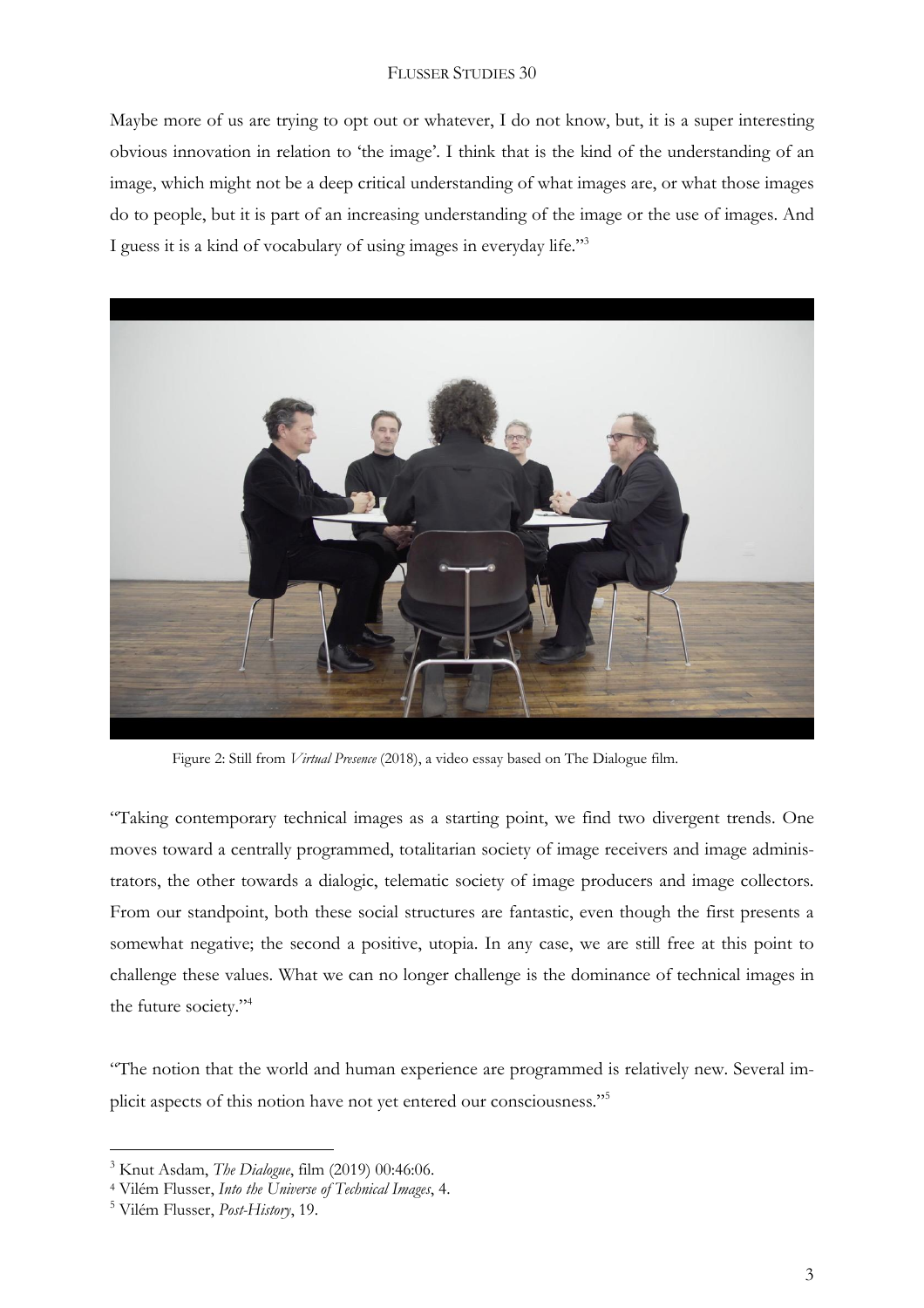Maybe more of us are trying to opt out or whatever, I do not know, but, it is a super interesting obvious innovation in relation to 'the image'. I think that is the kind of the understanding of an image, which might not be a deep critical understanding of what images are, or what those images do to people, but it is part of an increasing understanding of the image or the use of images. And I guess it is a kind of vocabulary of using images in everyday life."[3]

Figure 2: Still from *Virtual Presence* (2018), a video essay based on The Dialogue film.

"Taking contemporary technical images as a starting point, we find two divergent trends. One moves toward a centrally programmed, totalitarian society of image receivers and image administrators, the other towards a dialogic, telematic society of image producers and image collectors. From our standpoint, both these social structures are fantastic, even though the first presents a somewhat negative; the second a positive, utopia. In any case, we are still free at this point to challenge these values. What we can no longer challenge is the dominance of technical images in the future society."[4]

"The notion that the world and human experience are programmed is relatively new. Several implicit aspects of this notion have not yet entered our consciousness."[5]

---

[3] Knut Asdam, *The Dialogue*, film (2019) 00:46:06.

[4] Vilém Flusser, *Into the Universe of Technical Images*, 4.

[5] Vilém Flusser, *Post-History*, 19.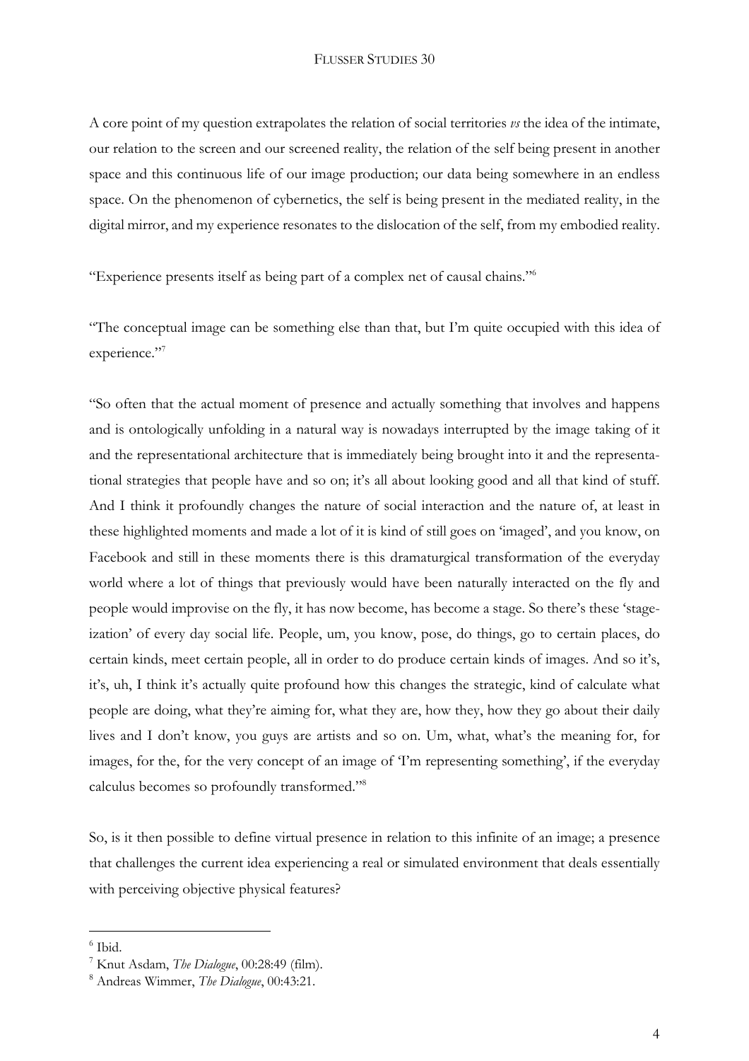A core point of my question extrapolates the relation of social territories *vs* the idea of the intimate, our relation to the screen and our screened reality, the relation of the self being present in another space and this continuous life of our image production; our data being somewhere in an endless space. On the phenomenon of cybernetics, the self is being present in the mediated reality, in the digital mirror, and my experience resonates to the dislocation of the self, from my embodied reality.

"Experience presents itself as being part of a complex net of causal chains."[6]

"The conceptual image can be something else than that, but I'm quite occupied with this idea of experience."[7]

"So often that the actual moment of presence and actually something that involves and happens and is ontologically unfolding in a natural way is nowadays interrupted by the image taking of it and the representational architecture that is immediately being brought into it and the representational strategies that people have and so on; it's all about looking good and all that kind of stuff. And I think it profoundly changes the nature of social interaction and the nature of, at least in these highlighted moments and made a lot of it is kind of still goes on 'imaged', and you know, on Facebook and still in these moments there is this dramaturgical transformation of the everyday world where a lot of things that previously would have been naturally interacted on the fly and people would improvise on the fly, it has now become, has become a stage. So there's these 'stage-ization' of every day social life. People, um, you know, pose, do things, go to certain places, do certain kinds, meet certain people, all in order to do produce certain kinds of images. And so it's, it's, uh, I think it's actually quite profound how this changes the strategic, kind of calculate what people are doing, what they're aiming for, what they are, how they, how they go about their daily lives and I don't know, you guys are artists and so on. Um, what, what's the meaning for, for images, for the, for the very concept of an image of 'I'm representing something', if the everyday calculus becomes so profoundly transformed."[8]

So, is it then possible to define virtual presence in relation to this infinite of an image; a presence that challenges the current idea experiencing a real or simulated environment that deals essentially with perceiving objective physical features?

---

[6] Ibid.

[7] Knut Asdam, *The Dialogue*, 00:28:49 (film).

[8] Andreas Wimmer, *The Dialogue*, 00:43:21.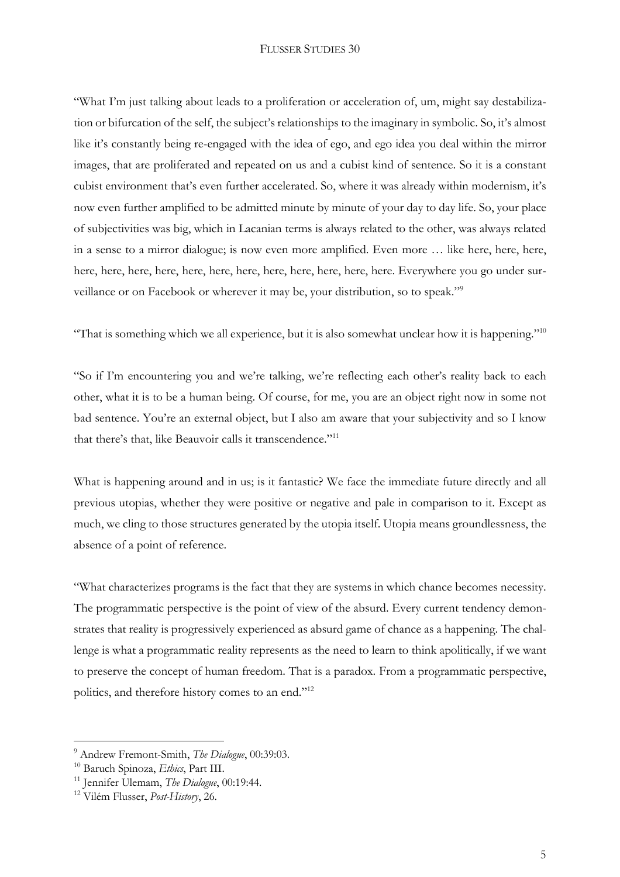"What I'm just talking about leads to a proliferation or acceleration of, um, might say destabilization or bifurcation of the self, the subject's relationships to the imaginary in symbolic. So, it's almost like it's constantly being re-engaged with the idea of ego, and ego idea you deal within the mirror images, that are proliferated and repeated on us and a cubist kind of sentence. So it is a constant cubist environment that's even further accelerated. So, where it was already within modernism, it's now even further amplified to be admitted minute by minute of your day to day life. So, your place of subjectivities was big, which in Lacanian terms is always related to the other, was always related in a sense to a mirror dialogue; is now even more amplified. Even more … like here, here, here, here, here, here, here, here, here, here, here, here, here, here, here. Everywhere you go under surveillance or on Facebook or wherever it may be, your distribution, so to speak."[9]

"That is something which we all experience, but it is also somewhat unclear how it is happening."[10]

"So if I'm encountering you and we're talking, we're reflecting each other's reality back to each other, what it is to be a human being. Of course, for me, you are an object right now in some not bad sentence. You're an external object, but I also am aware that your subjectivity and so I know that there's that, like Beauvoir calls it transcendence."[11]

What is happening around and in us; is it fantastic? We face the immediate future directly and all previous utopias, whether they were positive or negative and pale in comparison to it. Except as much, we cling to those structures generated by the utopia itself. Utopia means groundlessness, the absence of a point of reference.

"What characterizes programs is the fact that they are systems in which chance becomes necessity. The programmatic perspective is the point of view of the absurd. Every current tendency demonstrates that reality is progressively experienced as absurd game of chance as a happening. The challenge is what a programmatic reality represents as the need to learn to think apolitically, if we want to preserve the concept of human freedom. That is a paradox. From a programmatic perspective, politics, and therefore history comes to an end."[12]

---

[9] Andrew Fremont-Smith, *The Dialogue*, 00:39:03.

[10] Baruch Spinoza, *Ethics*, Part III.

[11] Jennifer Ulemam, *The Dialogue*, 00:19:44.

[12] Vilém Flusser, *Post-History*, 26.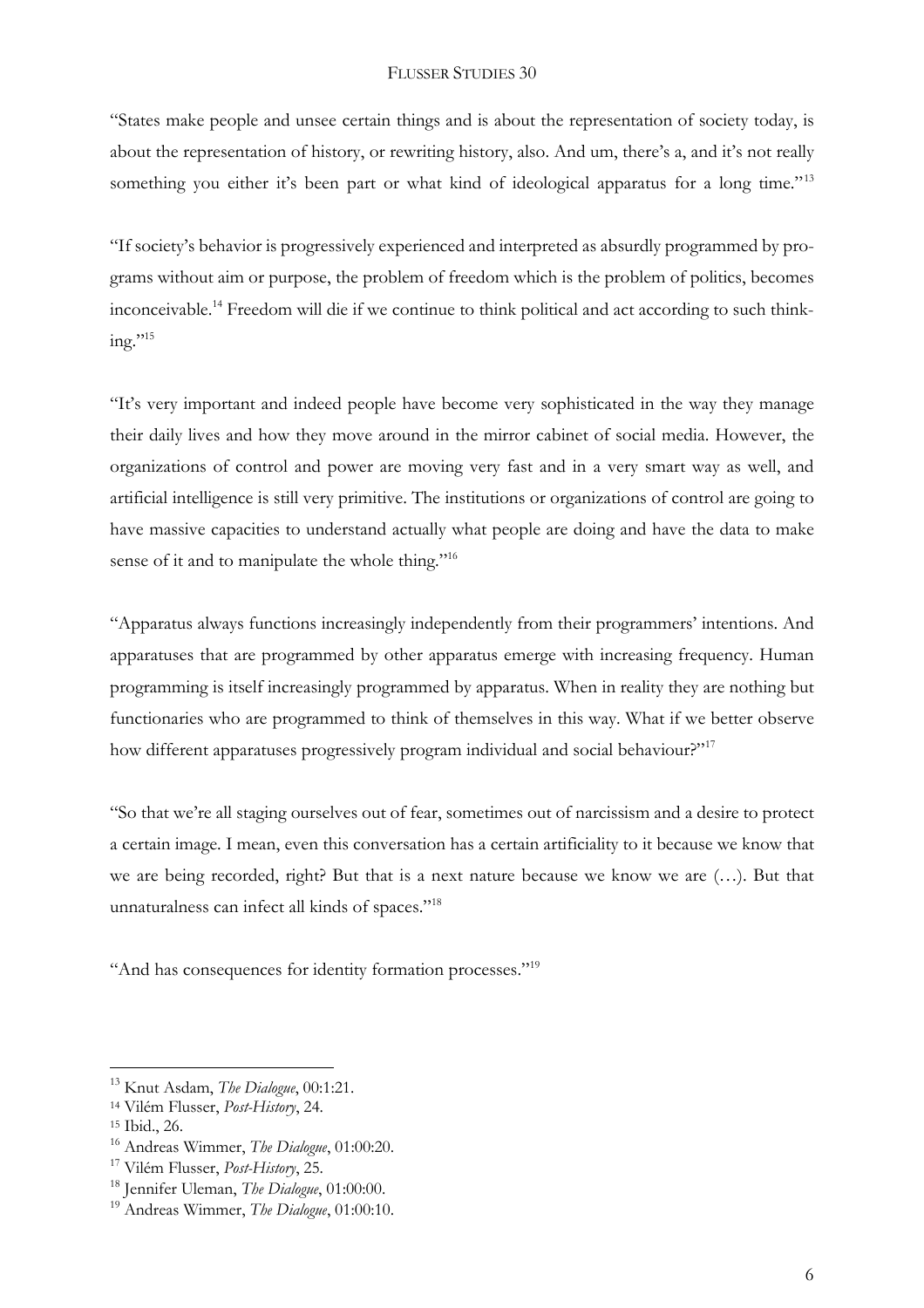"States make people and unsee certain things and is about the representation of society today, is about the representation of history, or rewriting history, also. And um, there's a, and it's not really something you either it's been part or what kind of ideological apparatus for a long time."[13]

"If society's behavior is progressively experienced and interpreted as absurdly programmed by programs without aim or purpose, the problem of freedom which is the problem of politics, becomes inconceivable.[14] Freedom will die if we continue to think political and act according to such thinking."[15]

"It's very important and indeed people have become very sophisticated in the way they manage their daily lives and how they move around in the mirror cabinet of social media. However, the organizations of control and power are moving very fast and in a very smart way as well, and artificial intelligence is still very primitive. The institutions or organizations of control are going to have massive capacities to understand actually what people are doing and have the data to make sense of it and to manipulate the whole thing."[16]

"Apparatus always functions increasingly independently from their programmers' intentions. And apparatuses that are programmed by other apparatus emerge with increasing frequency. Human programming is itself increasingly programmed by apparatus. When in reality they are nothing but functionaries who are programmed to think of themselves in this way. What if we better observe how different apparatuses progressively program individual and social behaviour?"[17]

"So that we're all staging ourselves out of fear, sometimes out of narcissism and a desire to protect a certain image. I mean, even this conversation has a certain artificiality to it because we know that we are being recorded, right? But that is a next nature because we know we are (…). But that unnaturalness can infect all kinds of spaces."[18]

"And has consequences for identity formation processes."[19]

---

[13] Knut Asdam, *The Dialogue*, 00:1:21.

[14] Vilém Flusser, *Post-History*, 24.

[15] Ibid., 26.

[16] Andreas Wimmer, *The Dialogue*, 01:00:20.

[17] Vilém Flusser, *Post-History*, 25.

[18] Jennifer Uleman, *The Dialogue*, 01:00:00.

[19] Andreas Wimmer, *The Dialogue*, 01:00:10.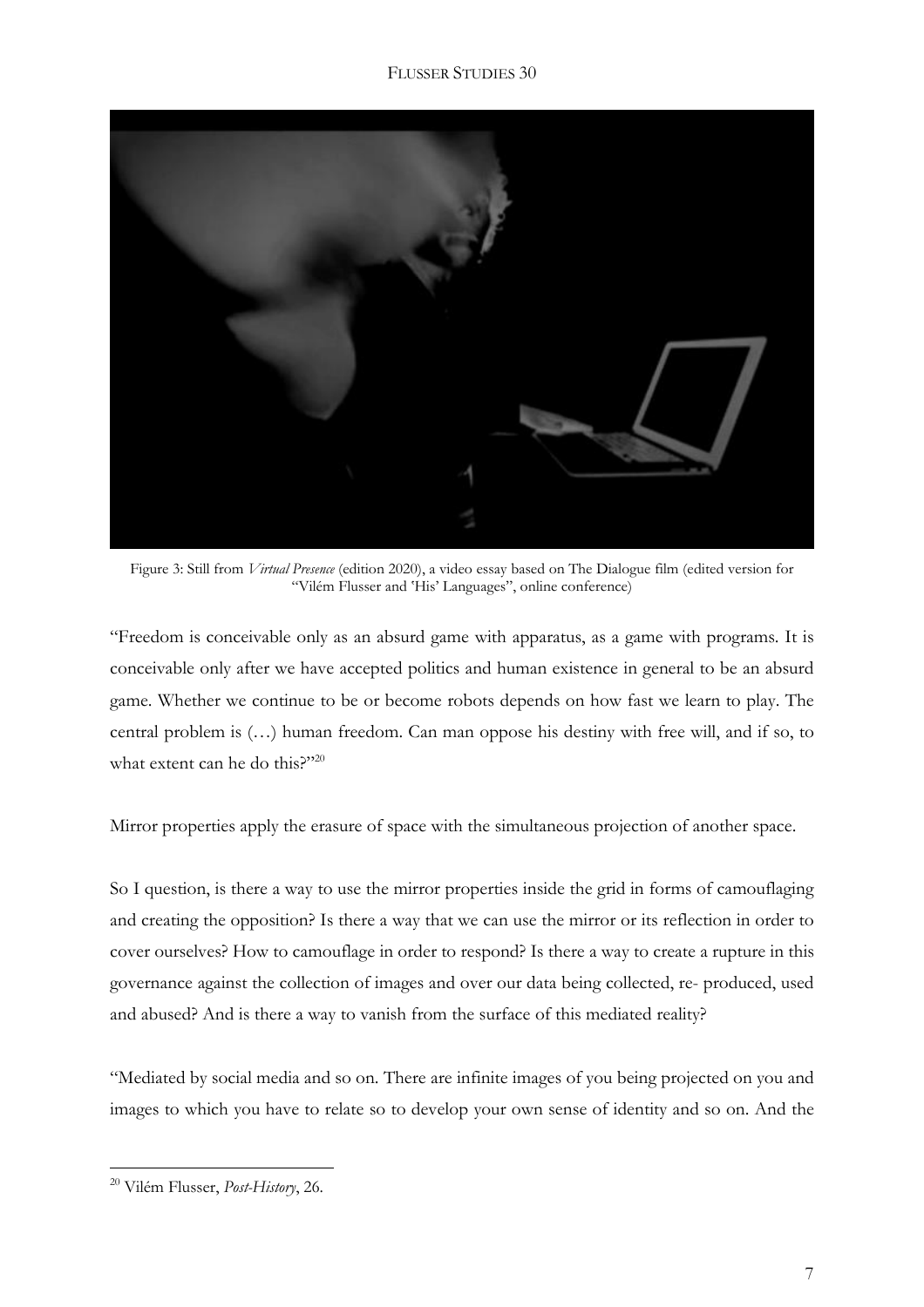Figure 3: Still from *Virtual Presence* (edition 2020), a video essay based on The Dialogue film (edited version for "Vilém Flusser and 'His' Languages", online conference)

"Freedom is conceivable only as an absurd game with apparatus, as a game with programs. It is conceivable only after we have accepted politics and human existence in general to be an absurd game. Whether we continue to be or become robots depends on how fast we learn to play. The central problem is (…) human freedom. Can man oppose his destiny with free will, and if so, to what extent can he do this?"[20]

Mirror properties apply the erasure of space with the simultaneous projection of another space.

So I question, is there a way to use the mirror properties inside the grid in forms of camouflaging and creating the opposition? Is there a way that we can use the mirror or its reflection in order to cover ourselves? How to camouflage in order to respond? Is there a way to create a rupture in this governance against the collection of images and over our data being collected, re- produced, used and abused? And is there a way to vanish from the surface of this mediated reality?

"Mediated by social media and so on. There are infinite images of you being projected on you and images to which you have to relate so to develop your own sense of identity and so on. And the

---

[20] Vilém Flusser, *Post-History*, 26.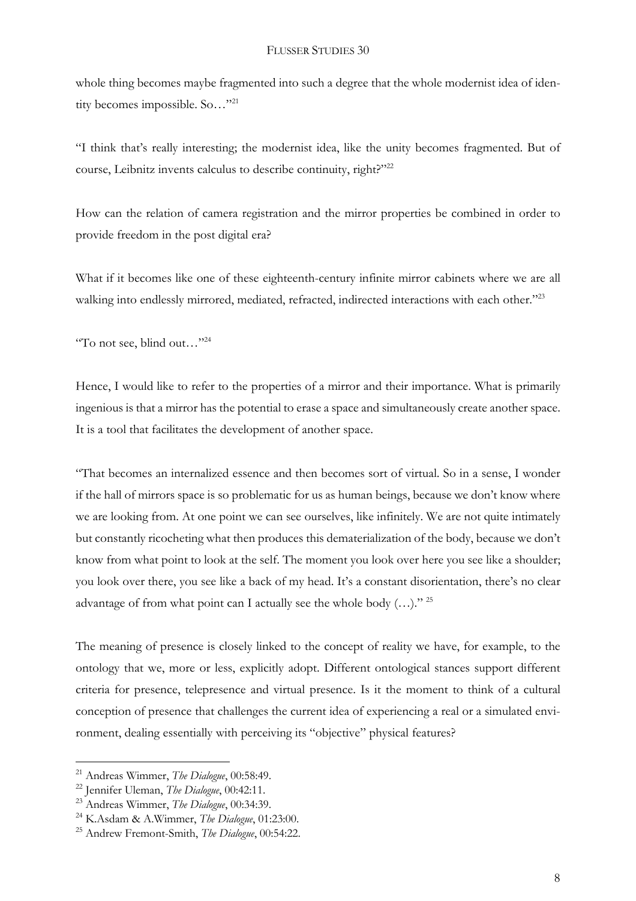whole thing becomes maybe fragmented into such a degree that the whole modernist idea of identity becomes impossible. So…"[21]

"I think that's really interesting; the modernist idea, like the unity becomes fragmented. But of course, Leibnitz invents calculus to describe continuity, right?"[22]

How can the relation of camera registration and the mirror properties be combined in order to provide freedom in the post digital era?

What if it becomes like one of these eighteenth-century infinite mirror cabinets where we are all walking into endlessly mirrored, mediated, refracted, indirected interactions with each other."[23]

"To not see, blind out…"[24]

Hence, I would like to refer to the properties of a mirror and their importance. What is primarily ingenious is that a mirror has the potential to erase a space and simultaneously create another space. It is a tool that facilitates the development of another space.

"That becomes an internalized essence and then becomes sort of virtual. So in a sense, I wonder if the hall of mirrors space is so problematic for us as human beings, because we don't know where we are looking from. At one point we can see ourselves, like infinitely. We are not quite intimately but constantly ricocheting what then produces this dematerialization of the body, because we don't know from what point to look at the self. The moment you look over here you see like a shoulder; you look over there, you see like a back of my head. It's a constant disorientation, there's no clear advantage of from what point can I actually see the whole body (…)." [25]

The meaning of presence is closely linked to the concept of reality we have, for example, to the ontology that we, more or less, explicitly adopt. Different ontological stances support different criteria for presence, telepresence and virtual presence. Is it the moment to think of a cultural conception of presence that challenges the current idea of experiencing a real or a simulated environment, dealing essentially with perceiving its "objective" physical features?

---

[21] Andreas Wimmer, *The Dialogue*, 00:58:49.

[22] Jennifer Uleman, *The Dialogue*, 00:42:11.

[23] Andreas Wimmer, *The Dialogue*, 00:34:39.

[24] K.Asdam & A.Wimmer, *The Dialogue*, 01:23:00.

[25] Andrew Fremont-Smith, *The Dialogue*, 00:54:22.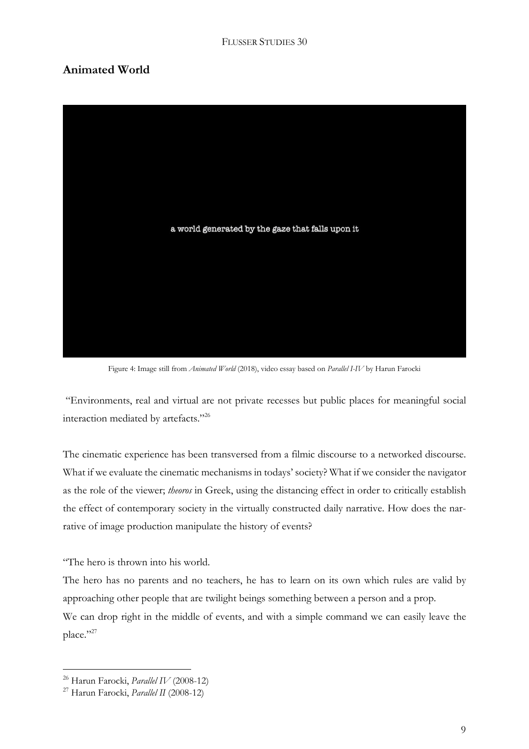## Animated World

a world generated by the gaze that falls upon it

Figure 4: Image still from *Animated World* (2018), video essay based on *Parallel I-IV* by Harun Farocki

"Environments, real and virtual are not private recesses but public places for meaningful social interaction mediated by artefacts."[26]

The cinematic experience has been transversed from a filmic discourse to a networked discourse. What if we evaluate the cinematic mechanisms in todays' society? What if we consider the navigator as the role of the viewer; *theoros* in Greek, using the distancing effect in order to critically establish the effect of contemporary society in the virtually constructed daily narrative. How does the narrative of image production manipulate the history of events?

"The hero is thrown into his world.

The hero has no parents and no teachers, he has to learn on its own which rules are valid by approaching other people that are twilight beings something between a person and a prop.

We can drop right in the middle of events, and with a simple command we can easily leave the place."[27]

---

[26] Harun Farocki, *Parallel IV* (2008-12)

[27] Harun Farocki, *Parallel II* (2008-12)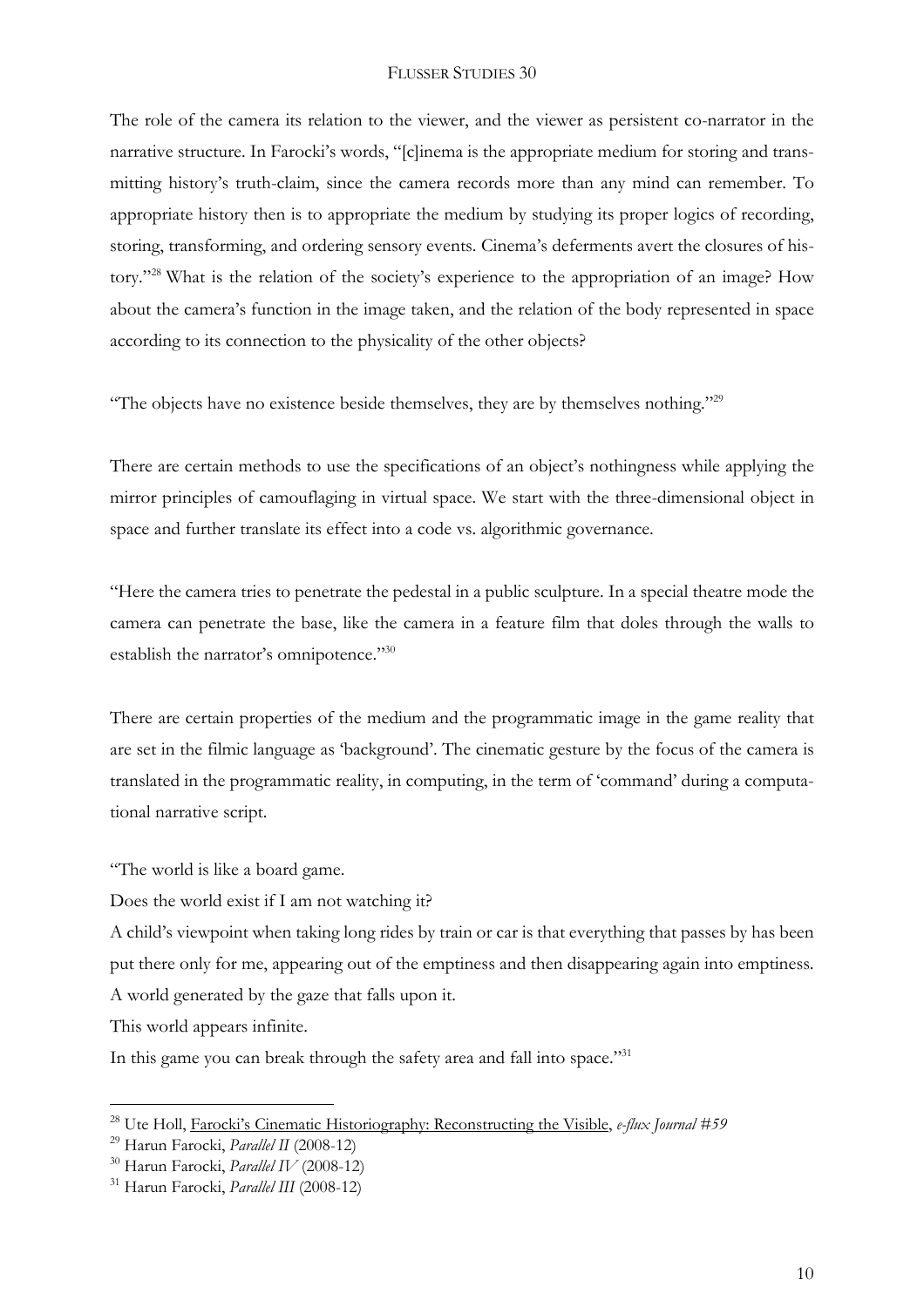The role of the camera its relation to the viewer, and the viewer as persistent co-narrator in the narrative structure. In Farocki's words, "[c]inema is the appropriate medium for storing and transmitting history's truth-claim, since the camera records more than any mind can remember. To appropriate history then is to appropriate the medium by studying its proper logics of recording, storing, transforming, and ordering sensory events. Cinema's deferments avert the closures of history."[28] What is the relation of the society's experience to the appropriation of an image? How about the camera's function in the image taken, and the relation of the body represented in space according to its connection to the physicality of the other objects?

"The objects have no existence beside themselves, they are by themselves nothing."[29]

There are certain methods to use the specifications of an object's nothingness while applying the mirror principles of camouflaging in virtual space. We start with the three-dimensional object in space and further translate its effect into a code vs. algorithmic governance.

"Here the camera tries to penetrate the pedestal in a public sculpture. In a special theatre mode the camera can penetrate the base, like the camera in a feature film that doles through the walls to establish the narrator's omnipotence."[30]

There are certain properties of the medium and the programmatic image in the game reality that are set in the filmic language as 'background'. The cinematic gesture by the focus of the camera is translated in the programmatic reality, in computing, in the term of 'command' during a computational narrative script.

"The world is like a board game.

Does the world exist if I am not watching it?

A child's viewpoint when taking long rides by train or car is that everything that passes by has been put there only for me, appearing out of the emptiness and then disappearing again into emptiness.

A world generated by the gaze that falls upon it.

This world appears infinite.

In this game you can break through the safety area and fall into space."[31]

---

[28] Ute Holl, Farocki's Cinematic Historiography: Reconstructing the Visible, *e-flux Journal #59*

[29] Harun Farocki, *Parallel II* (2008-12)

[30] Harun Farocki, *Parallel IV* (2008-12)

[31] Harun Farocki, *Parallel III* (2008-12)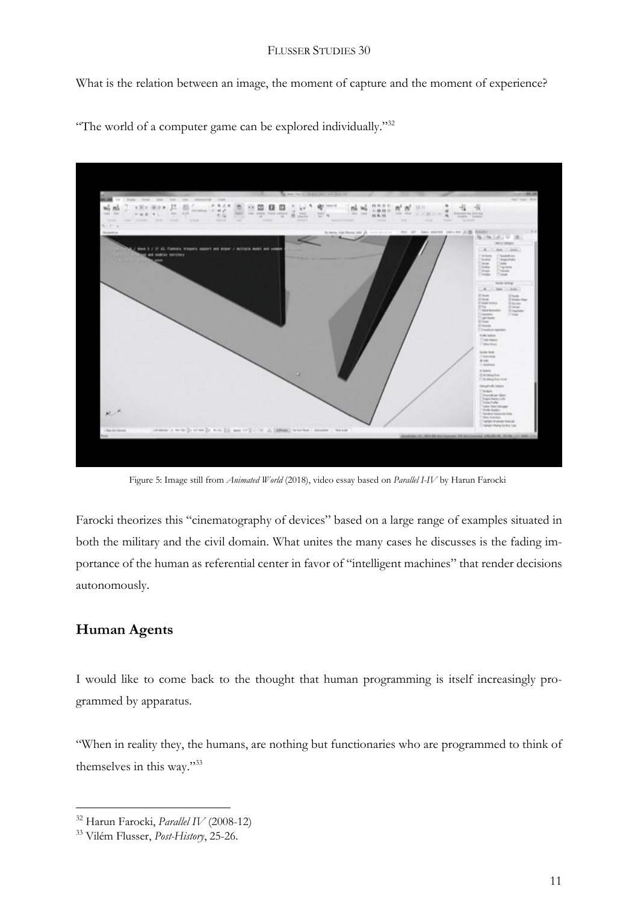What is the relation between an image, the moment of capture and the moment of experience?

"The world of a computer game can be explored individually."[32]

Figure 5: Image still from *Animated World* (2018), video essay based on *Parallel I-IV* by Harun Farocki

Farocki theorizes this "cinematography of devices" based on a large range of examples situated in both the military and the civil domain. What unites the many cases he discusses is the fading importance of the human as referential center in favor of "intelligent machines" that render decisions autonomously.

## Human Agents

I would like to come back to the thought that human programming is itself increasingly programmed by apparatus.

"When in reality they, the humans, are nothing but functionaries who are programmed to think of themselves in this way."[33]

---

[32] Harun Farocki, *Parallel IV* (2008-12)

[33] Vilém Flusser, *Post-History*, 25-26.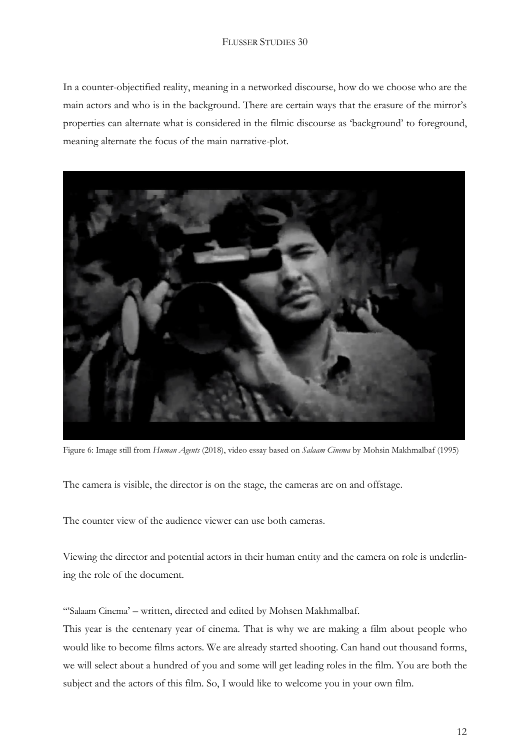In a counter-objectified reality, meaning in a networked discourse, how do we choose who are the main actors and who is in the background. There are certain ways that the erasure of the mirror's properties can alternate what is considered in the filmic discourse as 'background' to foreground, meaning alternate the focus of the main narrative-plot.

Figure 6: Image still from *Human Agents* (2018), video essay based on *Salaam Cinema* by Mohsin Makhmalbaf (1995)

The camera is visible, the director is on the stage, the cameras are on and offstage.

The counter view of the audience viewer can use both cameras.

Viewing the director and potential actors in their human entity and the camera on role is underlining the role of the document.

"'Salaam Cinema' – written, directed and edited by Mohsen Makhmalbaf.
This year is the centenary year of cinema. That is why we are making a film about people who would like to become films actors. We are already started shooting. Can hand out thousand forms, we will select about a hundred of you and some will get leading roles in the film. You are both the subject and the actors of this film. So, I would like to welcome you in your own film.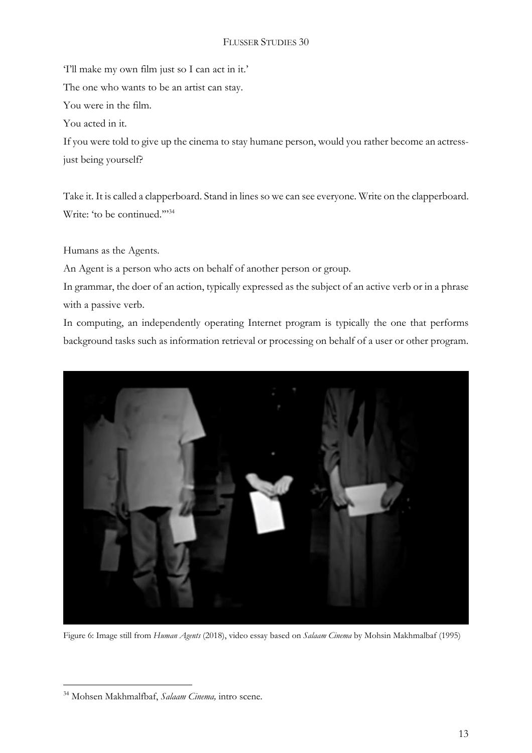'I'll make my own film just so I can act in it.'

The one who wants to be an artist can stay.

You were in the film.

You acted in it.

If you were told to give up the cinema to stay humane person, would you rather become an actress-just being yourself?

Take it. It is called a clapperboard. Stand in lines so we can see everyone. Write on the clapperboard. Write: 'to be continued.'"[34]

Humans as the Agents.

An Agent is a person who acts on behalf of another person or group.

In grammar, the doer of an action, typically expressed as the subject of an active verb or in a phrase with a passive verb.

In computing, an independently operating Internet program is typically the one that performs background tasks such as information retrieval or processing on behalf of a user or other program.

Figure 6: Image still from *Human Agents* (2018), video essay based on *Salaam Cinema* by Mohsin Makhmalbaf (1995)

[34] Mohsen Makhmalfbaf, *Salaam Cinema,* intro scene.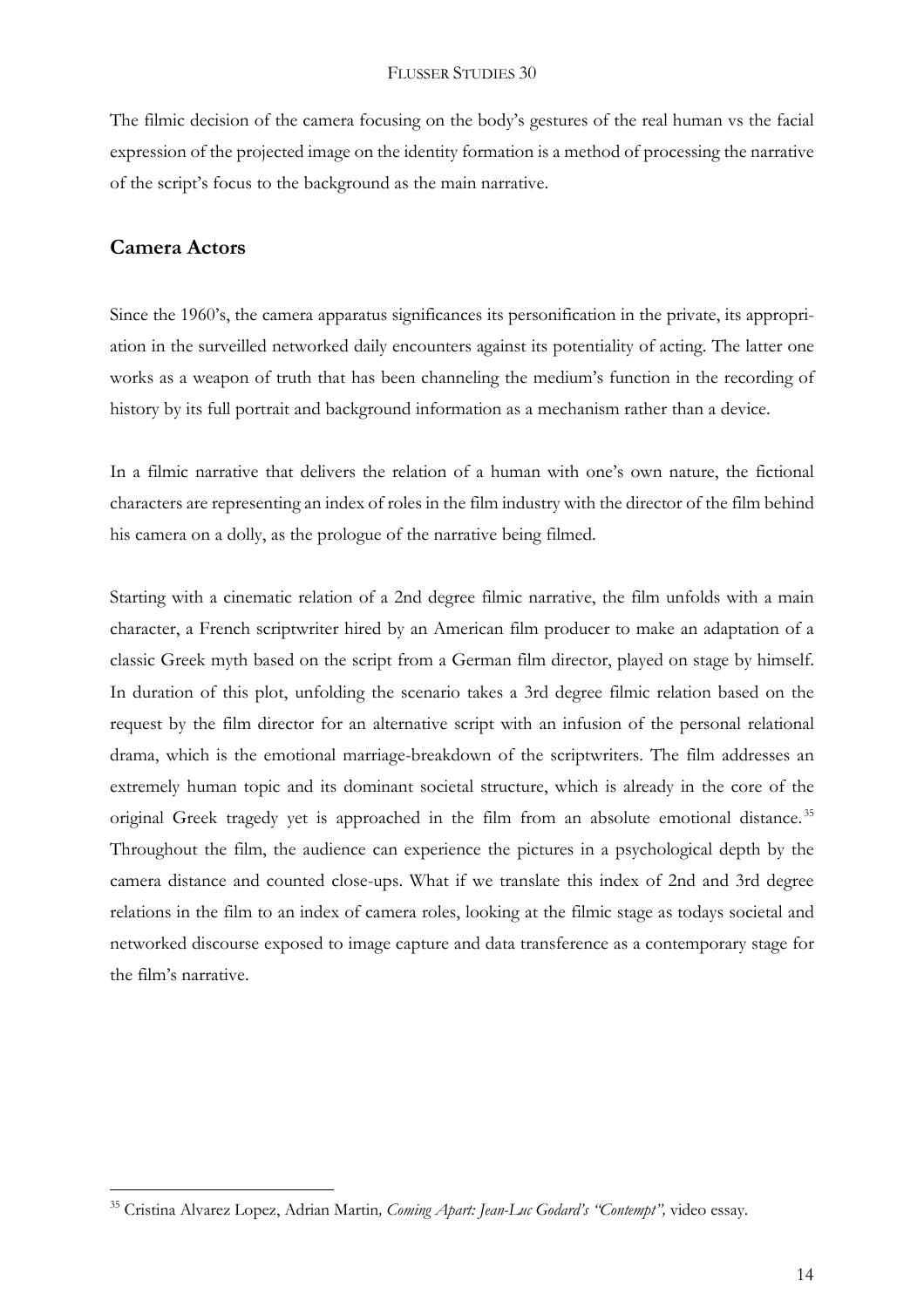The filmic decision of the camera focusing on the body's gestures of the real human vs the facial expression of the projected image on the identity formation is a method of processing the narrative of the script's focus to the background as the main narrative.

## Camera Actors

Since the 1960's, the camera apparatus significances its personification in the private, its appropriation in the surveilled networked daily encounters against its potentiality of acting. The latter one works as a weapon of truth that has been channeling the medium's function in the recording of history by its full portrait and background information as a mechanism rather than a device.

In a filmic narrative that delivers the relation of a human with one's own nature, the fictional characters are representing an index of roles in the film industry with the director of the film behind his camera on a dolly, as the prologue of the narrative being filmed.

Starting with a cinematic relation of a 2nd degree filmic narrative, the film unfolds with a main character, a French scriptwriter hired by an American film producer to make an adaptation of a classic Greek myth based on the script from a German film director, played on stage by himself. In duration of this plot, unfolding the scenario takes a 3rd degree filmic relation based on the request by the film director for an alternative script with an infusion of the personal relational drama, which is the emotional marriage-breakdown of the scriptwriters. The film addresses an extremely human topic and its dominant societal structure, which is already in the core of the original Greek tragedy yet is approached in the film from an absolute emotional distance.[35] Throughout the film, the audience can experience the pictures in a psychological depth by the camera distance and counted close-ups. What if we translate this index of 2nd and 3rd degree relations in the film to an index of camera roles, looking at the filmic stage as todays societal and networked discourse exposed to image capture and data transference as a contemporary stage for the film's narrative.

---

[35] Cristina Alvarez Lopez, Adrian Martin*, Coming Apart: Jean-Luc Godard's "Contempt",* video essay.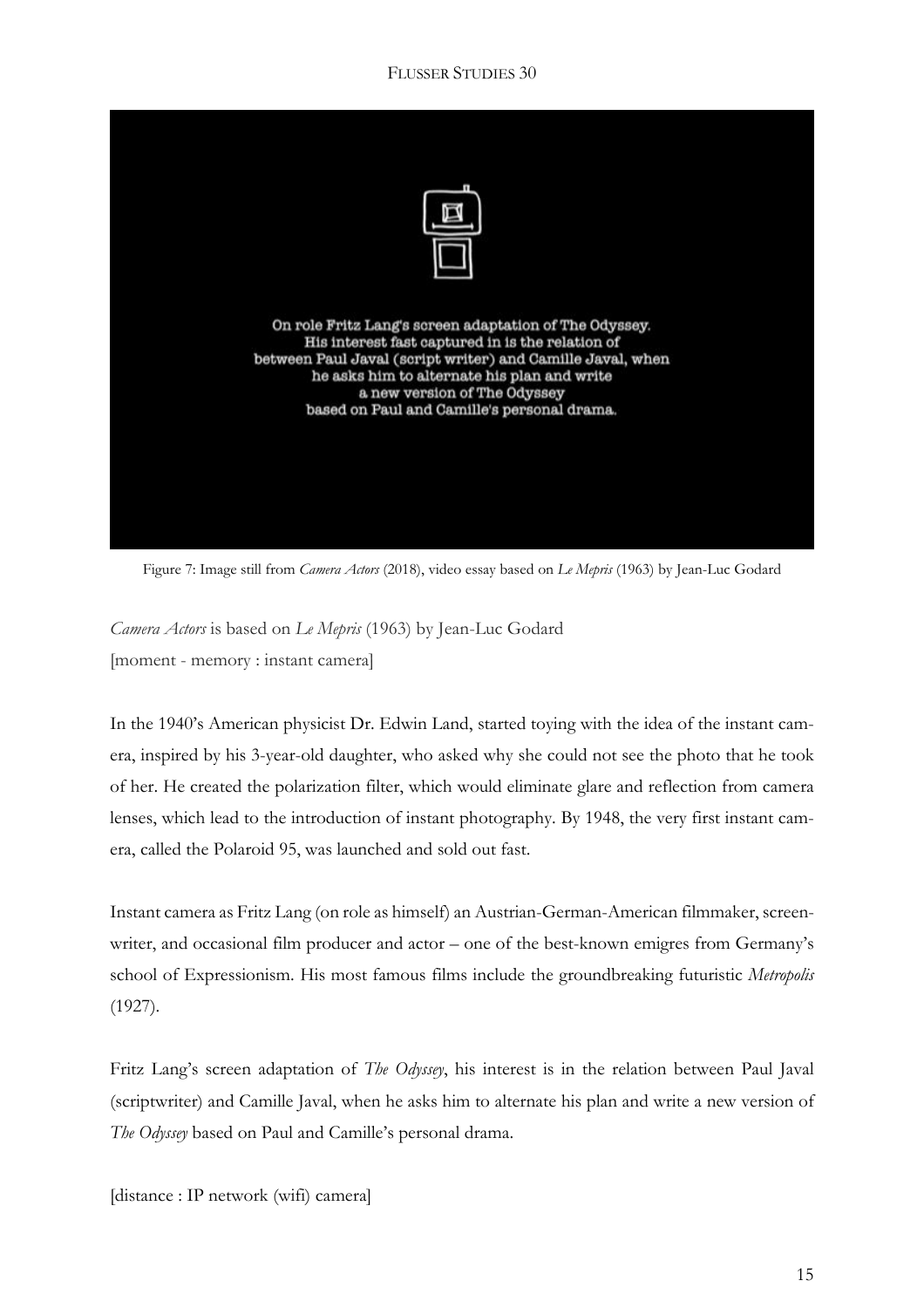Figure 7: Image still from *Camera Actors* (2018), video essay based on *Le Mepris* (1963) by Jean-Luc Godard

*Camera Actors* is based on *Le Mepris* (1963) by Jean-Luc Godard
[moment - memory : instant camera]

In the 1940's American physicist Dr. Edwin Land, started toying with the idea of the instant camera, inspired by his 3-year-old daughter, who asked why she could not see the photo that he took of her. He created the polarization filter, which would eliminate glare and reflection from camera lenses, which lead to the introduction of instant photography. By 1948, the very first instant camera, called the Polaroid 95, was launched and sold out fast.

Instant camera as Fritz Lang (on role as himself) an Austrian-German-American filmmaker, screenwriter, and occasional film producer and actor – one of the best-known emigres from Germany's school of Expressionism. His most famous films include the groundbreaking futuristic *Metropolis* (1927).

Fritz Lang's screen adaptation of *The Odyssey*, his interest is in the relation between Paul Javal (scriptwriter) and Camille Javal, when he asks him to alternate his plan and write a new version of *The Odyssey* based on Paul and Camille's personal drama.

[distance : IP network (wifi) camera]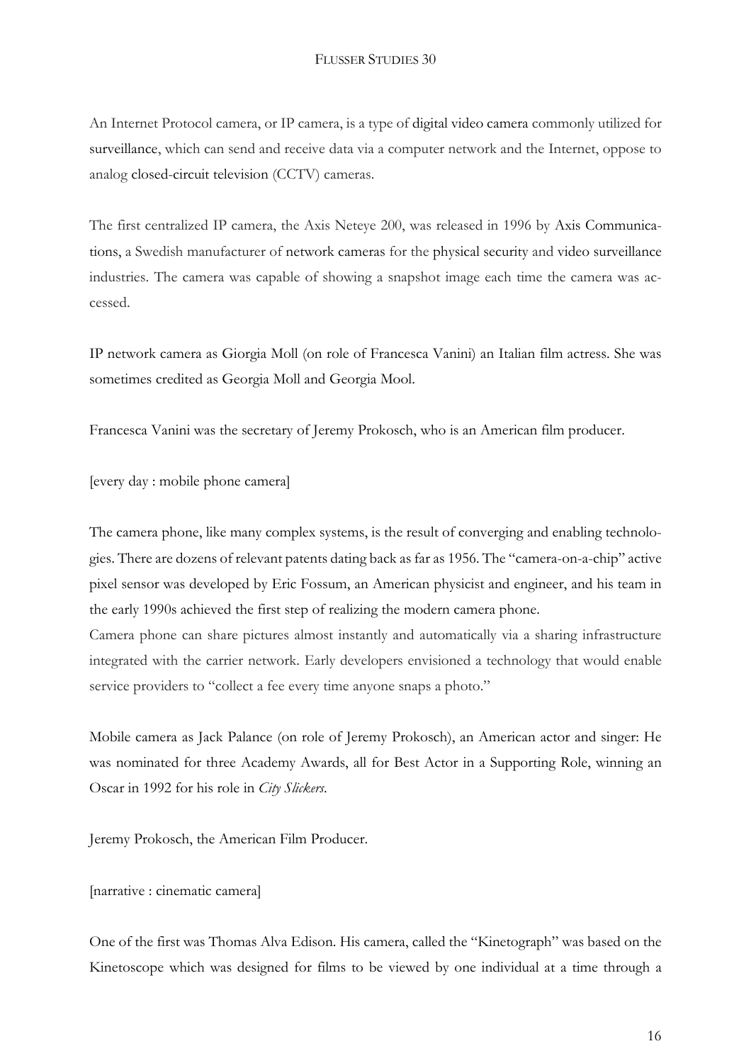An Internet Protocol camera, or IP camera, is a type of digital video camera commonly utilized for surveillance, which can send and receive data via a computer network and the Internet, oppose to analog closed-circuit television (CCTV) cameras.

The first centralized IP camera, the Axis Neteye 200, was released in 1996 by Axis Communications, a Swedish manufacturer of network cameras for the physical security and video surveillance industries. The camera was capable of showing a snapshot image each time the camera was accessed.

IP network camera as Giorgia Moll (on role of Francesca Vanini) an Italian film actress. She was sometimes credited as Georgia Moll and Georgia Mool.

Francesca Vanini was the secretary of Jeremy Prokosch, who is an American film producer.

[every day : mobile phone camera]

The camera phone, like many complex systems, is the result of converging and enabling technologies. There are dozens of relevant patents dating back as far as 1956. The "camera-on-a-chip" active pixel sensor was developed by Eric Fossum, an American physicist and engineer, and his team in the early 1990s achieved the first step of realizing the modern camera phone.
Camera phone can share pictures almost instantly and automatically via a sharing infrastructure integrated with the carrier network. Early developers envisioned a technology that would enable service providers to "collect a fee every time anyone snaps a photo."

Mobile camera as Jack Palance (on role of Jeremy Prokosch), an American actor and singer: He was nominated for three Academy Awards, all for Best Actor in a Supporting Role, winning an Oscar in 1992 for his role in *City Slickers*.

Jeremy Prokosch, the American Film Producer.

[narrative : cinematic camera]

One of the first was Thomas Alva Edison. His camera, called the "Kinetograph" was based on the Kinetoscope which was designed for films to be viewed by one individual at a time through a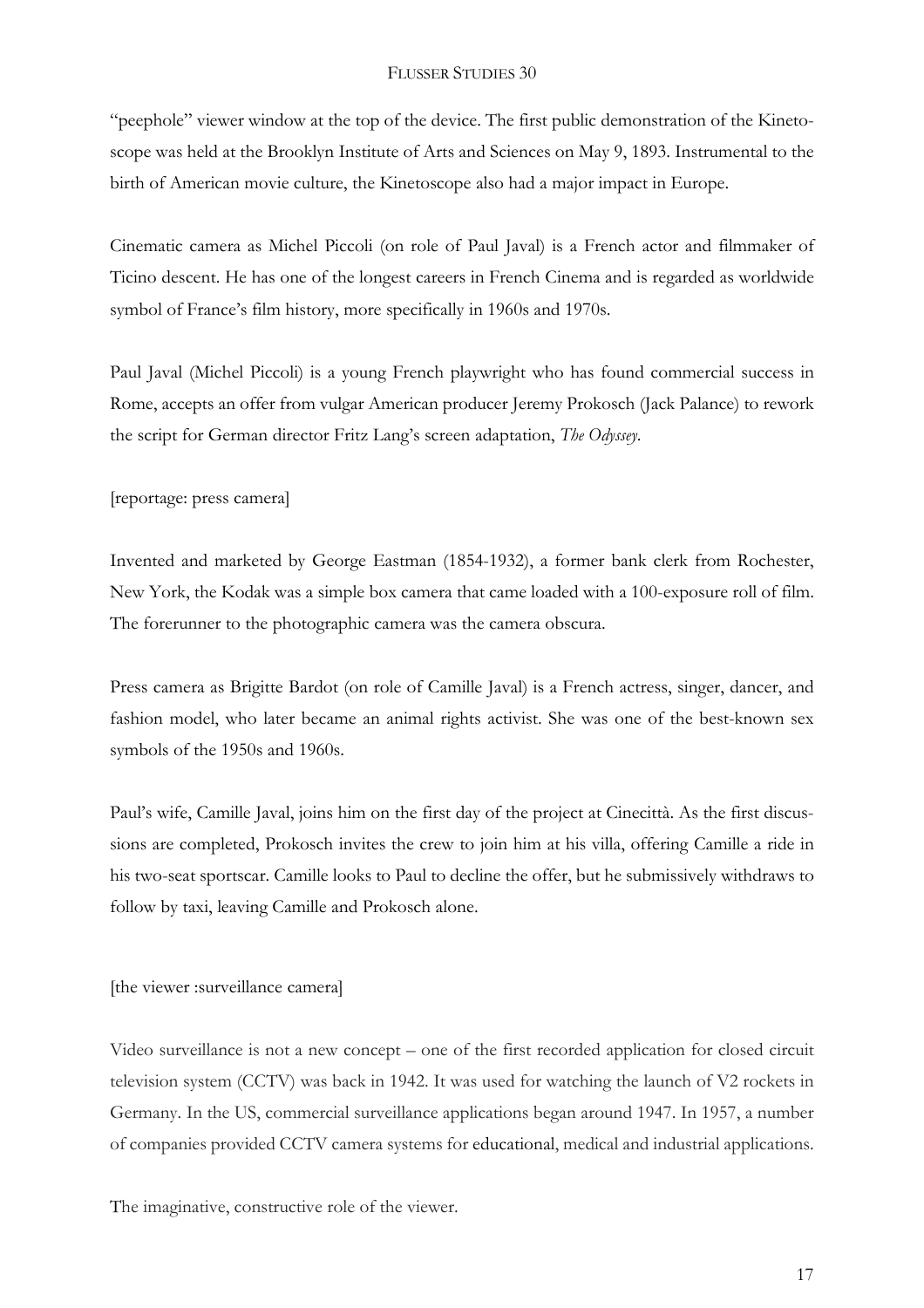"peephole" viewer window at the top of the device. The first public demonstration of the Kinetoscope was held at the Brooklyn Institute of Arts and Sciences on May 9, 1893. Instrumental to the birth of American movie culture, the Kinetoscope also had a major impact in Europe.

Cinematic camera as Michel Piccoli (on role of Paul Javal) is a French actor and filmmaker of Ticino descent. He has one of the longest careers in French Cinema and is regarded as worldwide symbol of France's film history, more specifically in 1960s and 1970s.

Paul Javal (Michel Piccoli) is a young French playwright who has found commercial success in Rome, accepts an offer from vulgar American producer Jeremy Prokosch (Jack Palance) to rework the script for German director Fritz Lang's screen adaptation, *The Odyssey*.

[reportage: press camera]

Invented and marketed by George Eastman (1854-1932), a former bank clerk from Rochester, New York, the Kodak was a simple box camera that came loaded with a 100-exposure roll of film. The forerunner to the photographic camera was the camera obscura.

Press camera as Brigitte Bardot (on role of Camille Javal) is a French actress, singer, dancer, and fashion model, who later became an animal rights activist. She was one of the best-known sex symbols of the 1950s and 1960s.

Paul's wife, Camille Javal, joins him on the first day of the project at Cinecittà. As the first discussions are completed, Prokosch invites the crew to join him at his villa, offering Camille a ride in his two-seat sportscar. Camille looks to Paul to decline the offer, but he submissively withdraws to follow by taxi, leaving Camille and Prokosch alone.

[the viewer :surveillance camera]

Video surveillance is not a new concept – one of the first recorded application for closed circuit television system (CCTV) was back in 1942. It was used for watching the launch of V2 rockets in Germany. In the US, commercial surveillance applications began around 1947. In 1957, a number of companies provided CCTV camera systems for educational, medical and industrial applications.

The imaginative, constructive role of the viewer.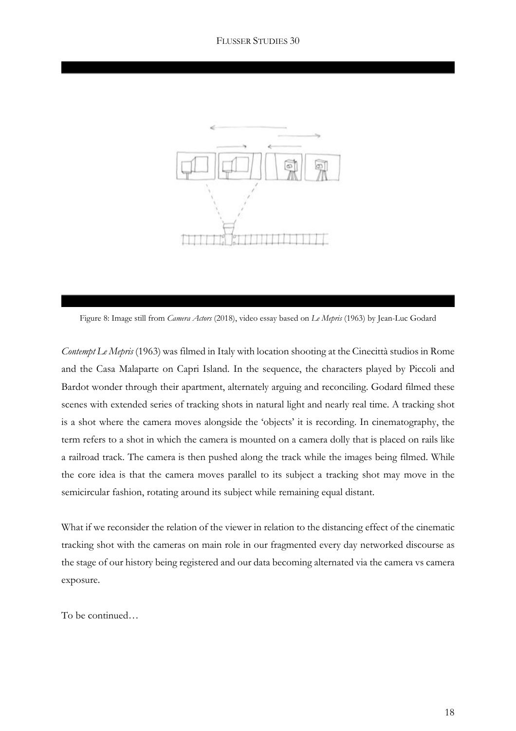Figure 8: Image still from *Camera Actors* (2018), video essay based on *Le Mepris* (1963) by Jean-Luc Godard

*Contempt Le Mepris* (1963) was filmed in Italy with location shooting at the Cinecittà studios in Rome and the Casa Malaparte on Capri Island. In the sequence, the characters played by Piccoli and Bardot wonder through their apartment, alternately arguing and reconciling. Godard filmed these scenes with extended series of tracking shots in natural light and nearly real time. A tracking shot is a shot where the camera moves alongside the 'objects' it is recording. In cinematography, the term refers to a shot in which the camera is mounted on a camera dolly that is placed on rails like a railroad track. The camera is then pushed along the track while the images being filmed. While the core idea is that the camera moves parallel to its subject a tracking shot may move in the semicircular fashion, rotating around its subject while remaining equal distant.

What if we reconsider the relation of the viewer in relation to the distancing effect of the cinematic tracking shot with the cameras on main role in our fragmented every day networked discourse as the stage of our history being registered and our data becoming alternated via the camera vs camera exposure.

To be continued…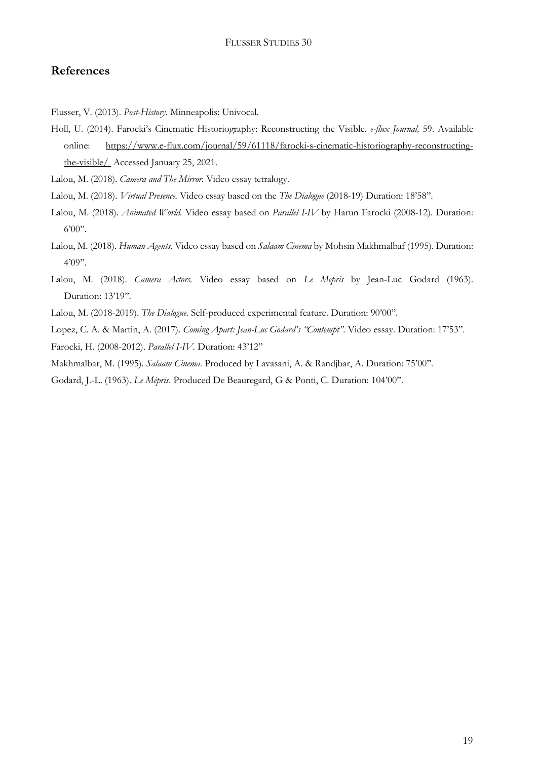## References

Flusser, V. (2013). *Post-History*. Minneapolis: Univocal.

Holl, U. (2014). Farocki's Cinematic Historiography: Reconstructing the Visible. *e-flux Journal,* 59. Available online: https://www.e-flux.com/journal/59/61118/farocki-s-cinematic-historiography-reconstructing-the-visible/ Accessed January 25, 2021.

Lalou, M. (2018). *Camera and The Mirror*. Video essay tetralogy.

Lalou, M. (2018). *Virtual Presence*. Video essay based on the *The Dialogue* (2018-19) Duration: 18'58".

Lalou, M. (2018). *Animated World*. Video essay based on *Parallel I-IV* by Harun Farocki (2008-12). Duration: 6'00".

Lalou, M. (2018). *Human Agents*. Video essay based on *Salaam Cinema* by Mohsin Makhmalbaf (1995). Duration: 4'09".

Lalou, M. (2018). *Camera Actors*. Video essay based on *Le Mepris* by Jean-Luc Godard (1963). Duration: 13'19".

Lalou, M. (2018-2019). *The Dialogue*. Self-produced experimental feature. Duration: 90'00".

Lopez, C. A. & Martin, A. (2017). *Coming Apart: Jean-Luc Godard's "Contempt"*. Video essay. Duration: 17'53".

Farocki, H. (2008-2012). *Parallel I-IV*. Duration: 43'12"

Makhmalbar, M. (1995). *Salaam Cinema*. Produced by Lavasani, A. & Randjbar, A. Duration: 75'00".

Godard, J.-L. (1963). *Le Mépris*. Produced De Beauregard, G & Ponti, C. Duration: 104'00".